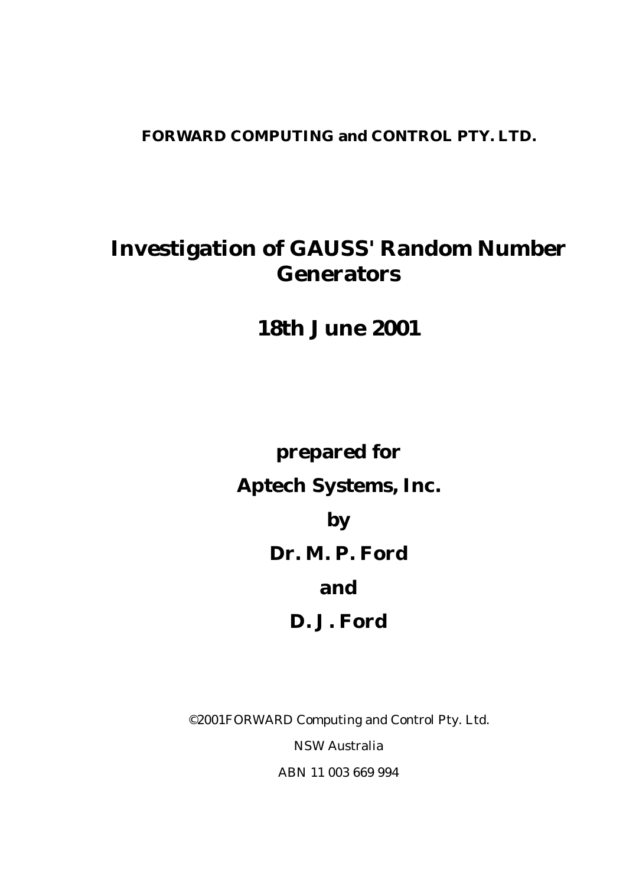**FORWARD COMPUTING and CONTROL PTY. LTD.**

# Investigation of GAUSS' Random Number Generators

## 18th June 2001

**prepared for**

**Aptech Systems, Inc.**

**by**

**Dr. M. P. Ford**

**and**

**D. J. Ford**

©2001FORWARD Computing and Control Pty. Ltd.

NSW Australia

ABN 11 003 669 994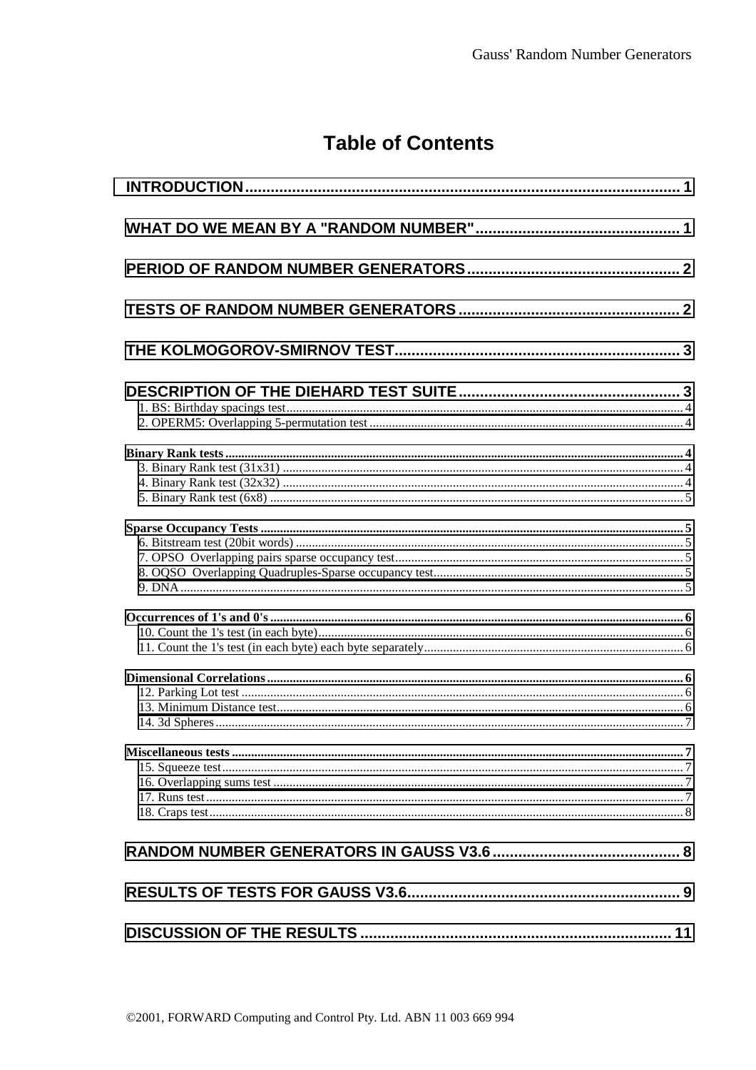# Table of Contents

INTRODUCTION ..... 1

WHAT DO WE MEAN BY A "RANDOM NUMBER" ..... 1

PERIOD OF RANDOM NUMBER GENERATORS ..... 2

TESTS OF RANDOM NUMBER GENERATORS ..... 2

THE KOLMOGOROV-SMIRNOV TEST ..... 3

DESCRIPTION OF THE DIEHARD TEST SUITE ..... 3
- 1. BS: Birthday spacings test ..... 4
- 2. OPERM5: Overlapping 5-permutation test ..... 4

**Binary Rank tests ..... 4**
- 3. Binary Rank test (31x31) ..... 4
- 4. Binary Rank test (32x32) ..... 4
- 5. Binary Rank test (6x8) ..... 5

**Sparse Occupancy Tests ..... 5**
- 6. Bitstream test (20bit words) ..... 5
- 7. OPSO Overlapping pairs sparse occupancy test ..... 5
- 8. OQSO Overlapping Quadruples-Sparse occupancy test ..... 5
- 9. DNA ..... 5

**Occurrences of 1's and 0's ..... 6**
- 10. Count the 1's test (in each byte) ..... 6
- 11. Count the 1's test (in each byte) each byte separately ..... 6

**Dimensional Correlations ..... 6**
- 12. Parking Lot test ..... 6
- 13. Minimum Distance test ..... 6
- 14. 3d Spheres ..... 7

**Miscellaneous tests ..... 7**
- 15. Squeeze test ..... 7
- 16. Overlapping sums test ..... 7
- 17. Runs test ..... 7
- 18. Craps test ..... 8

RANDOM NUMBER GENERATORS IN GAUSS V3.6 ..... 8

RESULTS OF TESTS FOR GAUSS V3.6 ..... 9

DISCUSSION OF THE RESULTS ..... 11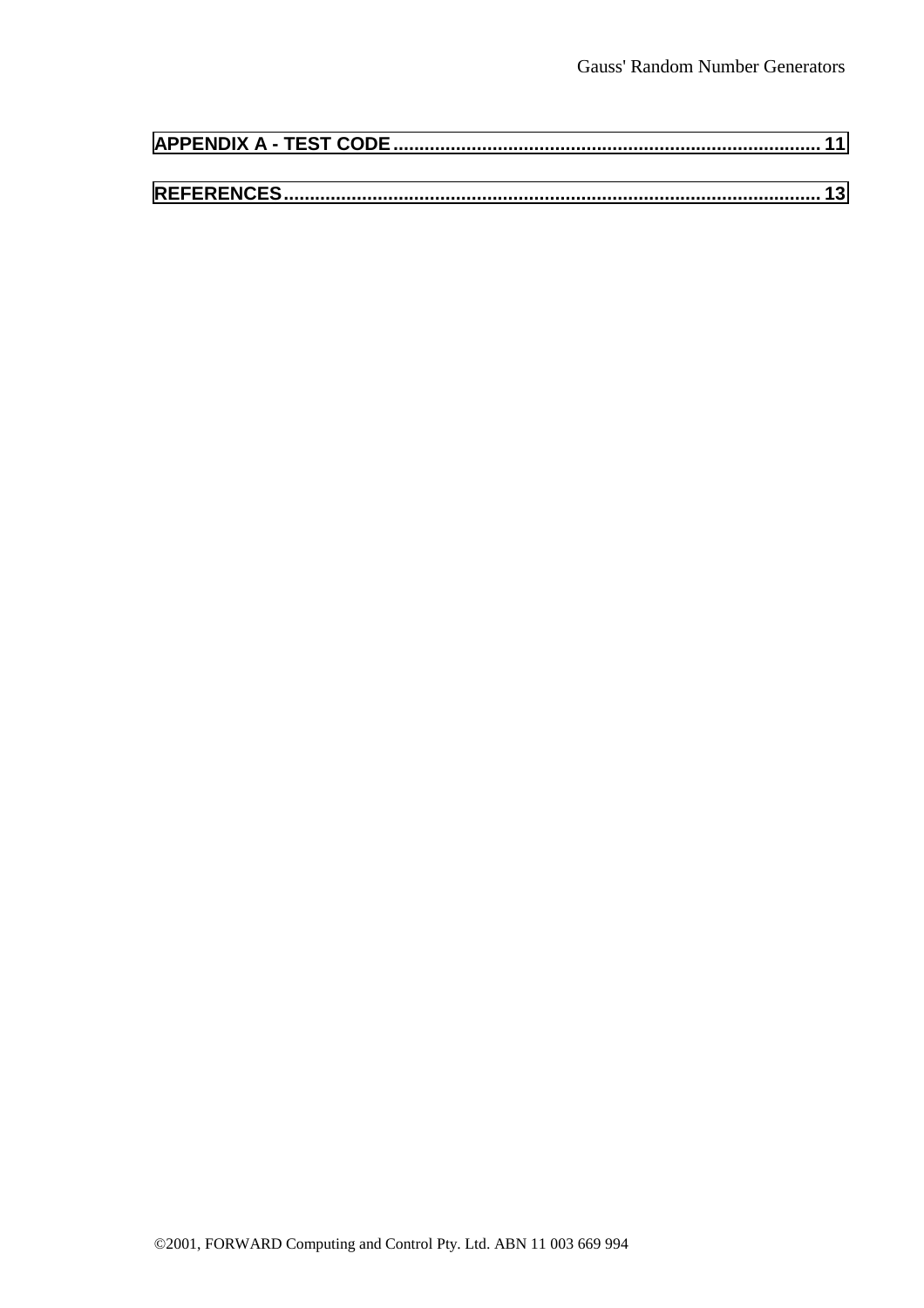**APPENDIX A - TEST CODE................................................................................ 11**

**REFERENCES.................................................................................................... 13**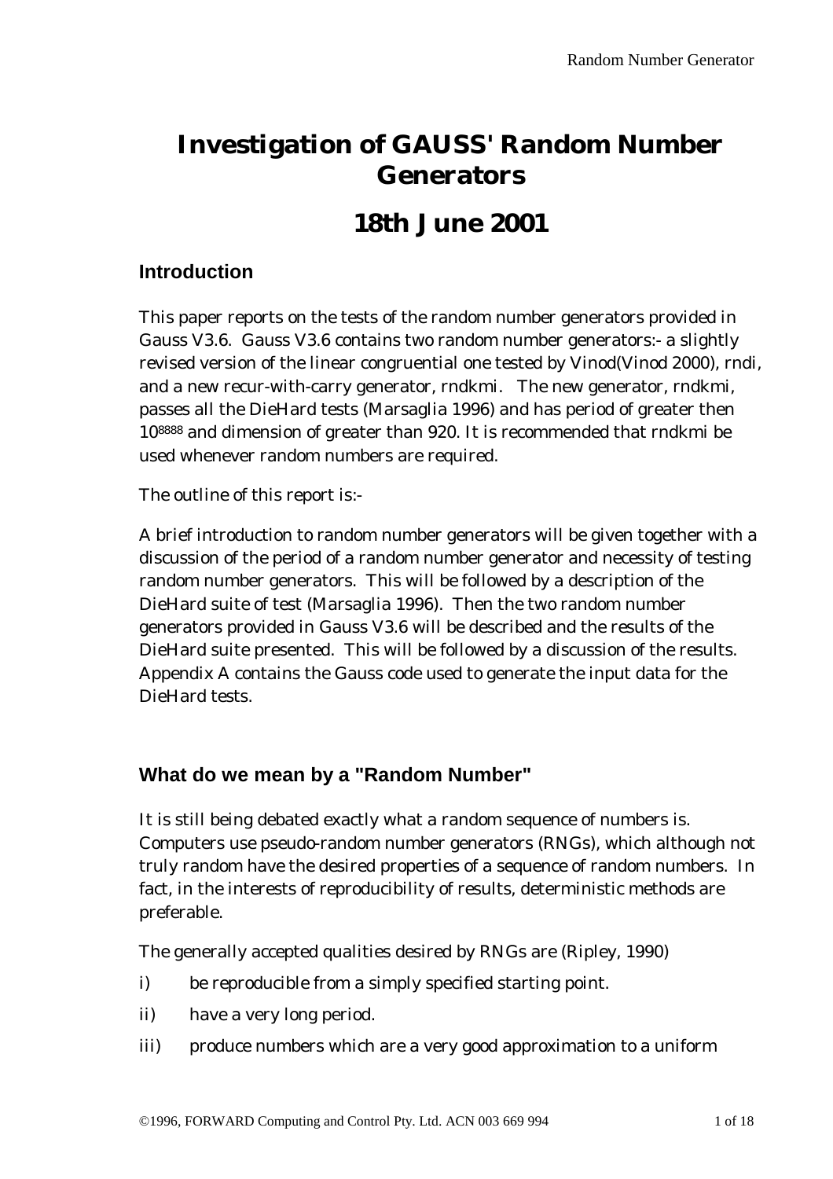# Investigation of GAUSS' Random Number Generators

# 18th June 2001

## Introduction

This paper reports on the tests of the random number generators provided in Gauss V3.6. Gauss V3.6 contains two random number generators:- a slightly revised version of the linear congruential one tested by Vinod(Vinod 2000), rndi, and a new recur-with-carry generator, rndkmi. The new generator, rndkmi, passes all the DieHard tests (Marsaglia 1996) and has period of greater then $10^{8888}$ and dimension of greater than 920. It is recommended that rndkmi be used whenever random numbers are required.

The outline of this report is:-

A brief introduction to random number generators will be given together with a discussion of the period of a random number generator and necessity of testing random number generators. This will be followed by a description of the DieHard suite of test (Marsaglia 1996). Then the two random number generators provided in Gauss V3.6 will be described and the results of the DieHard suite presented. This will be followed by a discussion of the results. Appendix A contains the Gauss code used to generate the input data for the DieHard tests.

## What do we mean by a "Random Number"

It is still being debated exactly what a random sequence of numbers is. Computers use pseudo-random number generators (RNGs), which although not truly random have the desired properties of a sequence of random numbers. In fact, in the interests of reproducibility of results, deterministic methods are preferable.

The generally accepted qualities desired by RNGs are (Ripley, 1990)

i) be reproducible from a simply specified starting point.

ii) have a very long period.

iii) produce numbers which are a very good approximation to a uniform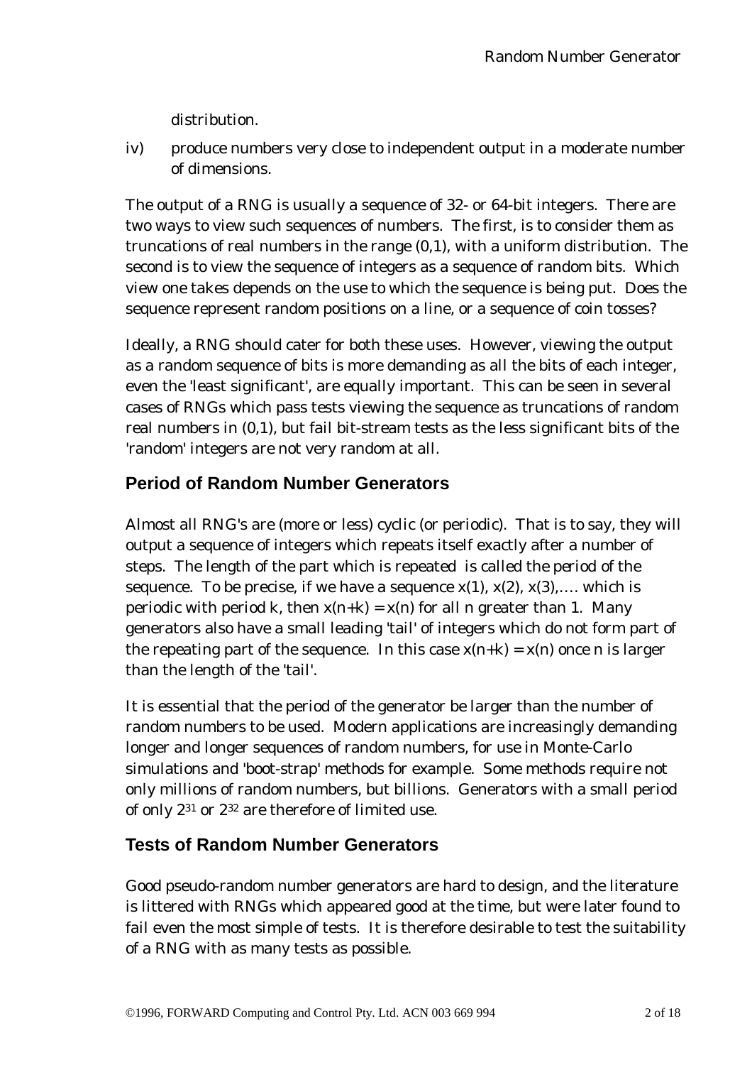distribution.

iv) produce numbers very close to independent output in a moderate number of dimensions.

The output of a RNG is usually a sequence of 32- or 64-bit integers. There are two ways to view such sequences of numbers. The first, is to consider them as truncations of real numbers in the range (0,1), with a uniform distribution. The second is to view the sequence of integers as a sequence of random bits. Which view one takes depends on the use to which the sequence is being put. Does the sequence represent random positions on a line, or a sequence of coin tosses?

Ideally, a RNG should cater for both these uses. However, viewing the output as a random sequence of bits is more demanding as all the bits of each integer, even the 'least significant', are equally important. This can be seen in several cases of RNGs which pass tests viewing the sequence as truncations of random real numbers in (0,1), but fail bit-stream tests as the less significant bits of the 'random' integers are not very random at all.

## Period of Random Number Generators

Almost all RNG's are (more or less) cyclic (or periodic). That is to say, they will output a sequence of integers which repeats itself exactly after a number of steps. The length of the part which is repeated is called the *period* of the sequence. To be precise, if we have a sequence $x(1)$, $x(2)$, $x(3)$,…. which is periodic with period k, then $x(n+k) = x(n)$ for all n greater than 1. Many generators also have a small leading 'tail' of integers which do not form part of the repeating part of the sequence. In this case $x(n+k) = x(n)$ once n is larger than the length of the 'tail'.

It is essential that the period of the generator be larger than the number of random numbers to be used. Modern applications are increasingly demanding longer and longer sequences of random numbers, for use in Monte-Carlo simulations and 'boot-strap' methods for example. Some methods require not only millions of random numbers, but billions. Generators with a small period of only $2^{31}$ or $2^{32}$ are therefore of limited use.

## Tests of Random Number Generators

Good pseudo-random number generators are hard to design, and the literature is littered with RNGs which appeared good at the time, but were later found to fail even the most simple of tests. It is therefore desirable to test the suitability of a RNG with as many tests as possible.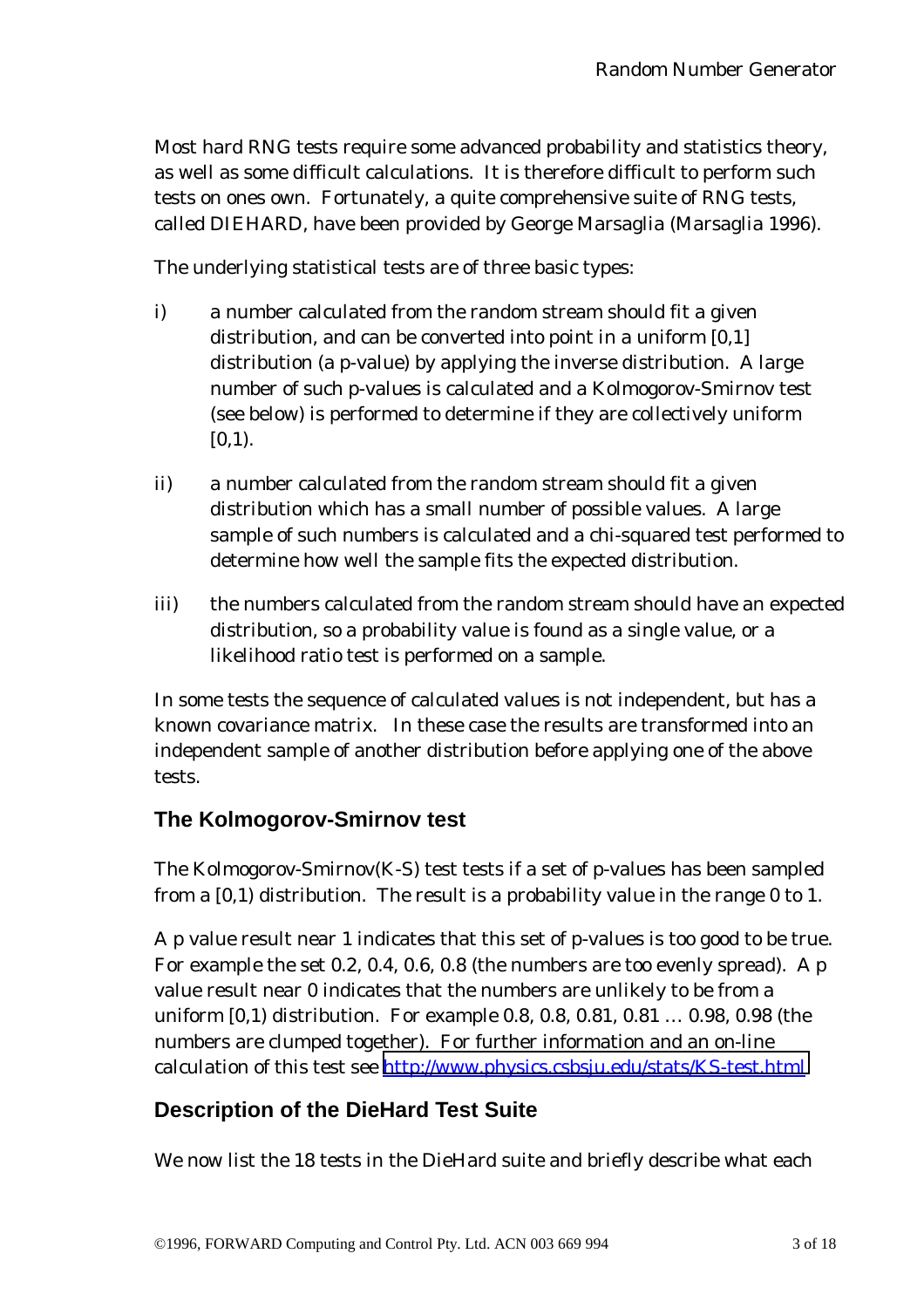Most hard RNG tests require some advanced probability and statistics theory, as well as some difficult calculations. It is therefore difficult to perform such tests on ones own. Fortunately, a quite comprehensive suite of RNG tests, called DIEHARD, have been provided by George Marsaglia (Marsaglia 1996).

The underlying statistical tests are of three basic types:

i) a number calculated from the random stream should fit a given distribution, and can be converted into point in a uniform [0,1] distribution (a p-value) by applying the inverse distribution. A large number of such p-values is calculated and a Kolmogorov-Smirnov test (see below) is performed to determine if they are collectively uniform [0,1).

ii) a number calculated from the random stream should fit a given distribution which has a small number of possible values. A large sample of such numbers is calculated and a chi-squared test performed to determine how well the sample fits the expected distribution.

iii) the numbers calculated from the random stream should have an expected distribution, so a probability value is found as a single value, or a likelihood ratio test is performed on a sample.

In some tests the sequence of calculated values is not independent, but has a known covariance matrix. In these case the results are transformed into an independent sample of another distribution before applying one of the above tests.

## The Kolmogorov-Smirnov test

The Kolmogorov-Smirnov(K-S) test tests if a set of p-values has been sampled from a [0,1) distribution. The result is a probability value in the range 0 to 1.

A p value result near 1 indicates that this set of p-values is too good to be true. For example the set 0.2, 0.4, 0.6, 0.8 (the numbers are too evenly spread). A p value result near 0 indicates that the numbers are unlikely to be from a uniform [0,1) distribution. For example 0.8, 0.8, 0.81, 0.81 … 0.98, 0.98 (the numbers are clumped together). For further information and an on-line calculation of this test see http://www.physics.csbsju.edu/stats/KS-test.html

## Description of the DieHard Test Suite

We now list the 18 tests in the DieHard suite and briefly describe what each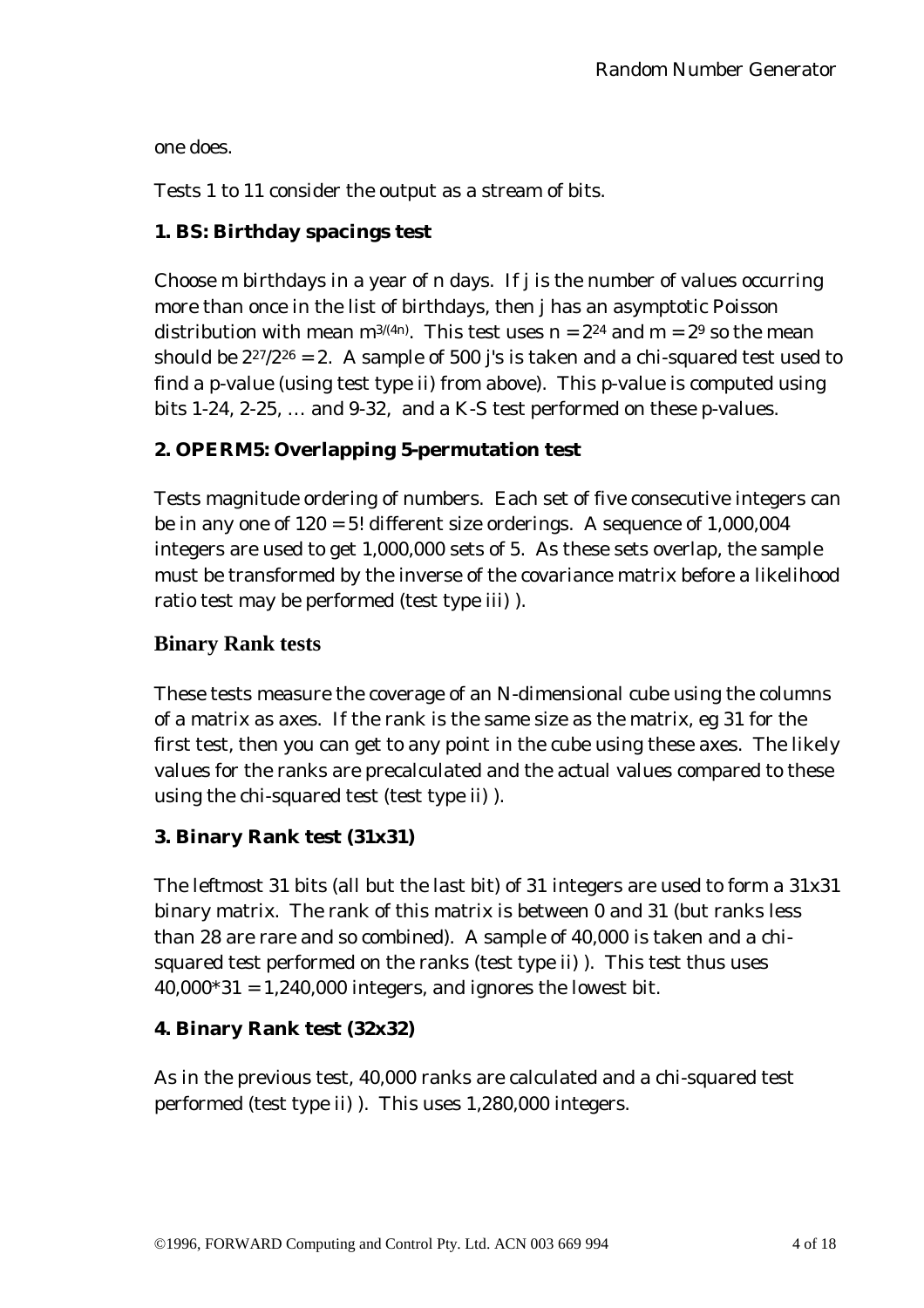one does.

Tests 1 to 11 consider the output as a stream of bits.

**1. BS: Birthday spacings test**

Choose m birthdays in a year of n days. If j is the number of values occurring more than once in the list of birthdays, then j has an asymptotic Poisson distribution with mean $m^{3/(4n)}$. This test uses $n = 2^{24}$ and $m = 2^9$ so the mean should be $2^{27}/2^{26} = 2$. A sample of 500 j's is taken and a chi-squared test used to find a p-value (using test type ii) from above). This p-value is computed using bits 1-24, 2-25, … and 9-32, and a K-S test performed on these p-values.

**2. OPERM5: Overlapping 5-permutation test**

Tests magnitude ordering of numbers. Each set of five consecutive integers can be in any one of 120 = 5! different size orderings. A sequence of 1,000,004 integers are used to get 1,000,000 sets of 5. As these sets overlap, the sample must be transformed by the inverse of the covariance matrix before a likelihood ratio test may be performed (test type iii) ).

## Binary Rank tests

These tests measure the coverage of an N-dimensional cube using the columns of a matrix as axes. If the rank is the same size as the matrix, eg 31 for the first test, then you can get to any point in the cube using these axes. The likely values for the ranks are precalculated and the actual values compared to these using the chi-squared test (test type ii) ).

**3. Binary Rank test (31x31)**

The leftmost 31 bits (all but the last bit) of 31 integers are used to form a 31x31 binary matrix. The rank of this matrix is between 0 and 31 (but ranks less than 28 are rare and so combined). A sample of 40,000 is taken and a chi-squared test performed on the ranks (test type ii) ). This test thus uses 40,000*31 = 1,240,000 integers, and ignores the lowest bit.

**4. Binary Rank test (32x32)**

As in the previous test, 40,000 ranks are calculated and a chi-squared test performed (test type ii) ). This uses 1,280,000 integers.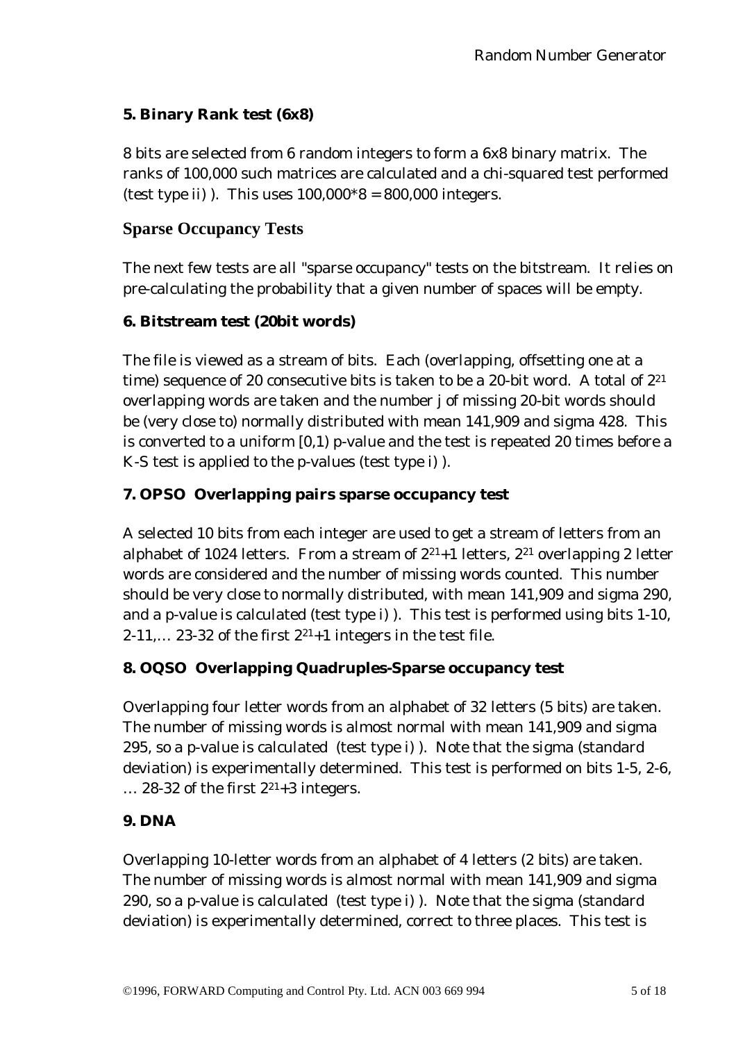### 5. Binary Rank test (6x8)

8 bits are selected from 6 random integers to form a 6x8 binary matrix. The ranks of 100,000 such matrices are calculated and a chi-squared test performed (test type ii) ). This uses 100,000*8 = 800,000 integers.

## Sparse Occupancy Tests

The next few tests are all "sparse occupancy" tests on the bitstream. It relies on pre-calculating the probability that a given number of spaces will be empty.

### 6. Bitstream test (20bit words)

The file is viewed as a stream of bits. Each (overlapping, offsetting one at a time) sequence of 20 consecutive bits is taken to be a 20-bit word. A total of $2^{21}$ overlapping words are taken and the number j of missing 20-bit words should be (very close to) normally distributed with mean 141,909 and sigma 428. This is converted to a uniform [0,1) p-value and the test is repeated 20 times before a K-S test is applied to the p-values (test type i) ).

### 7. OPSO Overlapping pairs sparse occupancy test

A selected 10 bits from each integer are used to get a stream of letters from an alphabet of 1024 letters. From a stream of $2^{21}+1$ letters, $2^{21}$ overlapping 2 letter words are considered and the number of missing words counted. This number should be very close to normally distributed, with mean 141,909 and sigma 290, and a p-value is calculated (test type i) ). This test is performed using bits 1-10, 2-11,… 23-32 of the first $2^{21}+1$ integers in the test file.

### 8. OQSO Overlapping Quadruples-Sparse occupancy test

Overlapping four letter words from an alphabet of 32 letters (5 bits) are taken. The number of missing words is almost normal with mean 141,909 and sigma 295, so a p-value is calculated (test type i) ). Note that the sigma (standard deviation) is experimentally determined. This test is performed on bits 1-5, 2-6, … 28-32 of the first $2^{21}+3$ integers.

### 9. DNA

Overlapping 10-letter words from an alphabet of 4 letters (2 bits) are taken. The number of missing words is almost normal with mean 141,909 and sigma 290, so a p-value is calculated (test type i) ). Note that the sigma (standard deviation) is experimentally determined, correct to three places. This test is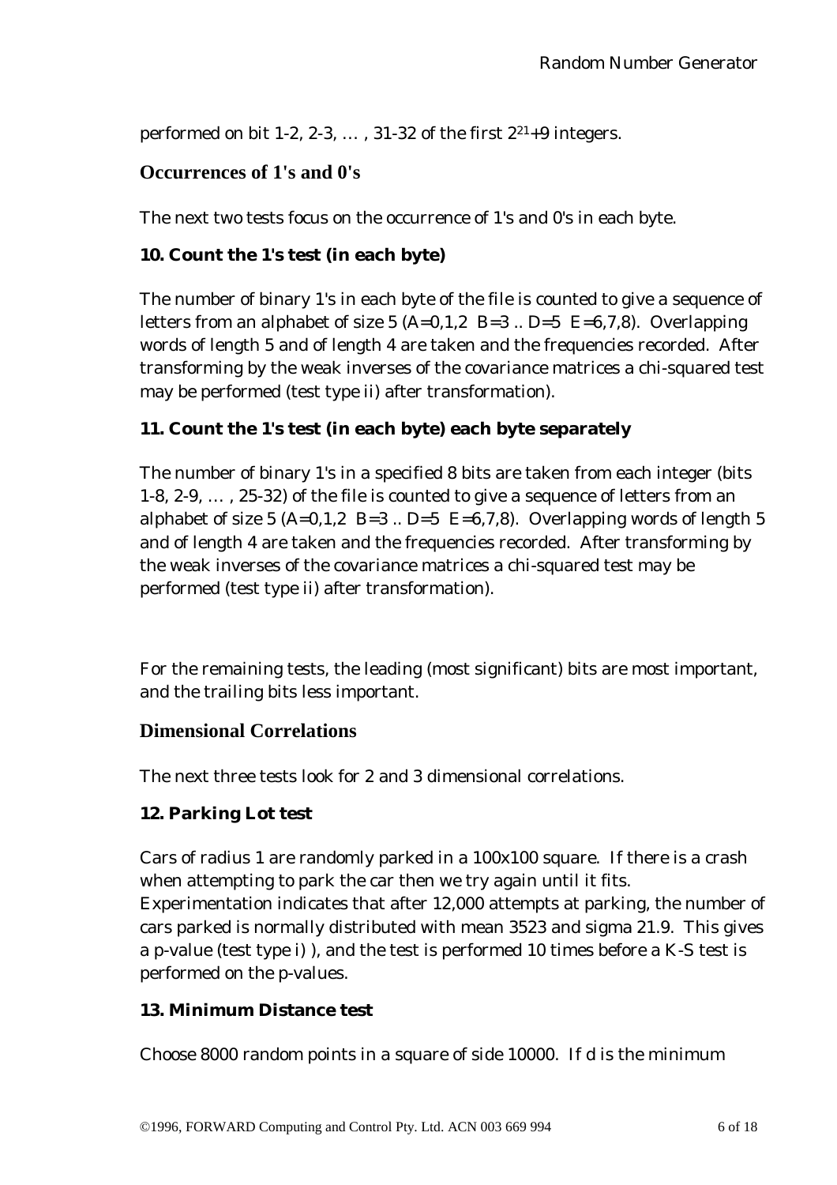performed on bit 1-2, 2-3, … , 31-32 of the first $2^{21}+9$ integers.

## Occurrences of 1's and 0's

The next two tests focus on the occurrence of 1's and 0's in each byte.

### 10. Count the 1's test (in each byte)

The number of binary 1's in each byte of the file is counted to give a sequence of letters from an alphabet of size 5 (A=0,1,2 B=3 .. D=5 E=6,7,8). Overlapping words of length 5 and of length 4 are taken and the frequencies recorded. After transforming by the weak inverses of the covariance matrices a chi-squared test may be performed (test type ii) after transformation).

### 11. Count the 1's test (in each byte) each byte separately

The number of binary 1's in a specified 8 bits are taken from each integer (bits 1-8, 2-9, … , 25-32) of the file is counted to give a sequence of letters from an alphabet of size 5 (A=0,1,2 B=3 .. D=5 E=6,7,8). Overlapping words of length 5 and of length 4 are taken and the frequencies recorded. After transforming by the weak inverses of the covariance matrices a chi-squared test may be performed (test type ii) after transformation).

For the remaining tests, the leading (most significant) bits are most important, and the trailing bits less important.

## Dimensional Correlations

The next three tests look for 2 and 3 dimensional correlations.

### 12. Parking Lot test

Cars of radius 1 are randomly parked in a 100x100 square. If there is a crash when attempting to park the car then we try again until it fits. Experimentation indicates that after 12,000 attempts at parking, the number of cars parked is normally distributed with mean 3523 and sigma 21.9. This gives a p-value (test type i) ), and the test is performed 10 times before a K-S test is performed on the p-values.

### 13. Minimum Distance test

Choose 8000 random points in a square of side 10000. If d is the minimum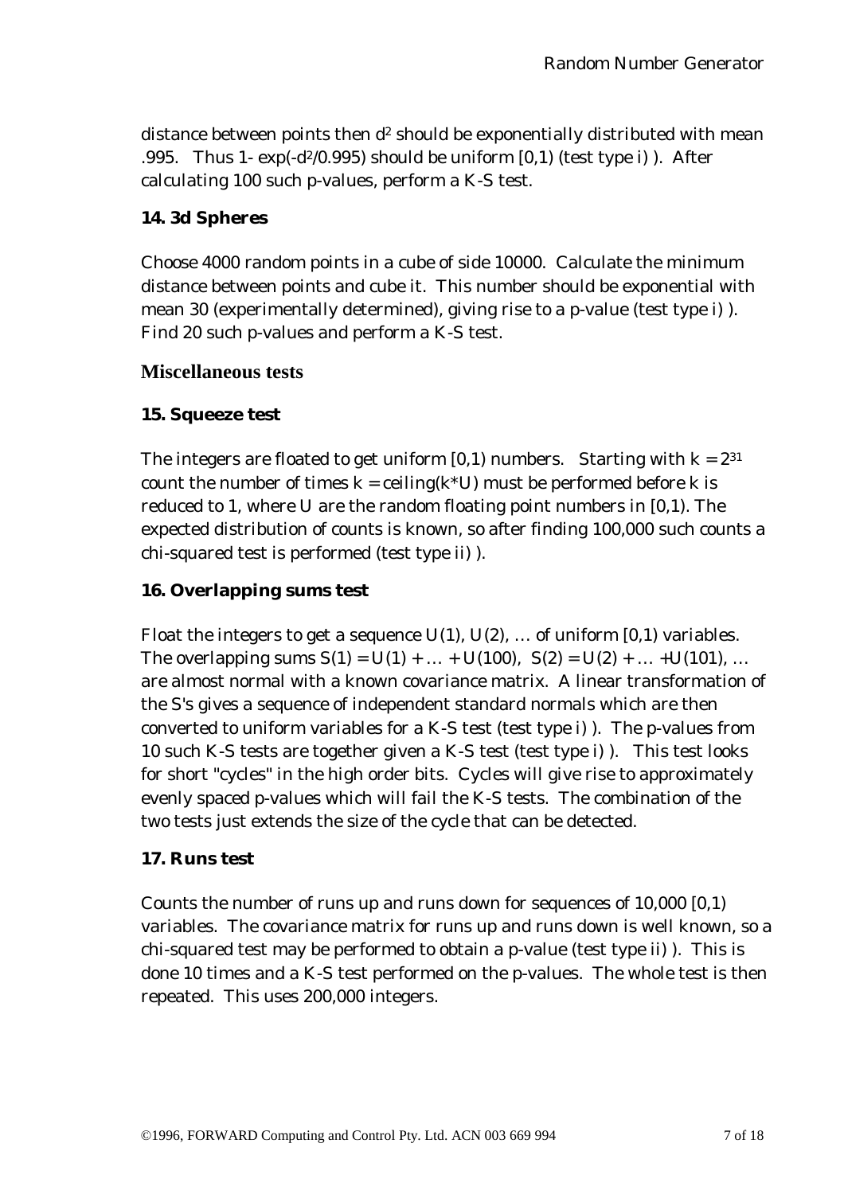distance between points then $d^2$ should be exponentially distributed with mean .995. Thus $1- \exp(-d^2/0.995)$ should be uniform [0,1) (test type i) ). After calculating 100 such p-values, perform a K-S test.

### 14. 3d Spheres

Choose 4000 random points in a cube of side 10000. Calculate the minimum distance between points and cube it. This number should be exponential with mean 30 (experimentally determined), giving rise to a p-value (test type i) ). Find 20 such p-values and perform a K-S test.

## Miscellaneous tests

### 15. Squeeze test

The integers are floated to get uniform [0,1) numbers. Starting with $k = 2^{31}$ count the number of times $k = \text{ceiling}(k*U)$ must be performed before k is reduced to 1, where U are the random floating point numbers in [0,1). The expected distribution of counts is known, so after finding 100,000 such counts a chi-squared test is performed (test type ii) ).

### 16. Overlapping sums test

Float the integers to get a sequence $U(1), U(2), \ldots$ of uniform [0,1) variables. The overlapping sums $S(1) = U(1) + \ldots + U(100)$, $S(2) = U(2) + \ldots + U(101)$, … are almost normal with a known covariance matrix. A linear transformation of the S's gives a sequence of independent standard normals which are then converted to uniform variables for a K-S test (test type i) ). The p-values from 10 such K-S tests are together given a K-S test (test type i) ). This test looks for short "cycles" in the high order bits. Cycles will give rise to approximately evenly spaced p-values which will fail the K-S tests. The combination of the two tests just extends the size of the cycle that can be detected.

### 17. Runs test

Counts the number of runs up and runs down for sequences of 10,000 [0,1) variables. The covariance matrix for runs up and runs down is well known, so a chi-squared test may be performed to obtain a p-value (test type ii) ). This is done 10 times and a K-S test performed on the p-values. The whole test is then repeated. This uses 200,000 integers.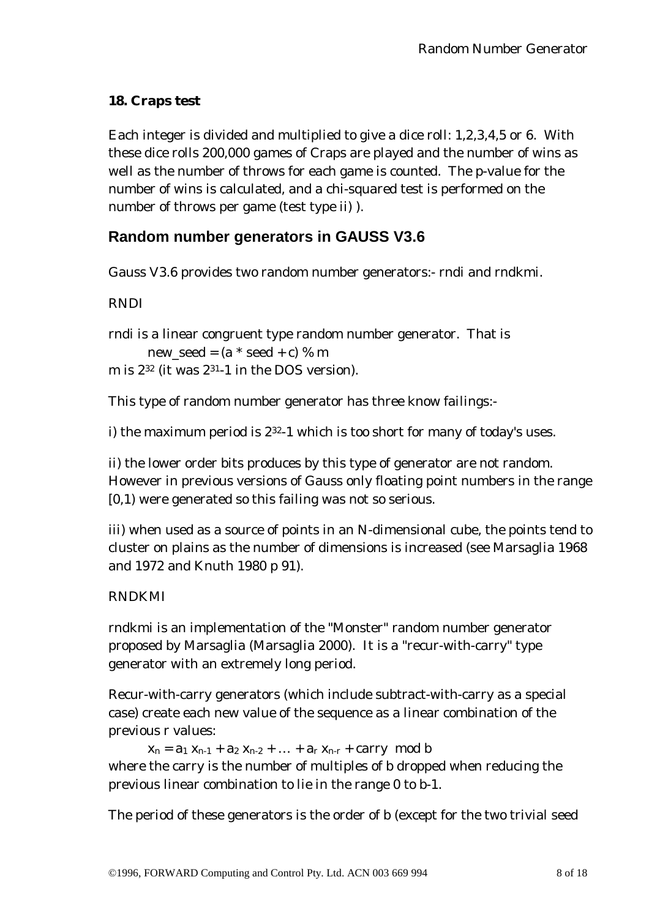### 18. Craps test

Each integer is divided and multiplied to give a dice roll: 1,2,3,4,5 or 6. With these dice rolls 200,000 games of Craps are played and the number of wins as well as the number of throws for each game is counted. The p-value for the number of wins is calculated, and a chi-squared test is performed on the number of throws per game (test type ii) ).

## Random number generators in GAUSS V3.6

Gauss V3.6 provides two random number generators:- rndi and rndkmi.

RNDI

rndi is a linear congruent type random number generator. That is

new_seed = (a * seed + c) % m

m is $2^{32}$ (it was $2^{31}$-1 in the DOS version).

This type of random number generator has three know failings:-

i) the maximum period is $2^{32}$-1 which is too short for many of today's uses.

ii) the lower order bits produces by this type of generator are not random. However in previous versions of Gauss only floating point numbers in the range [0,1) were generated so this failing was not so serious.

iii) when used as a source of points in an N-dimensional cube, the points tend to cluster on plains as the number of dimensions is increased (see Marsaglia 1968 and 1972 and Knuth 1980 p 91).

RNDKMI

rndkmi is an implementation of the "Monster" random number generator proposed by Marsaglia (Marsaglia 2000). It is a "recur-with-carry" type generator with an extremely long period.

Recur-with-carry generators (which include subtract-with-carry as a special case) create each new value of the sequence as a linear combination of the previous r values:

$$x_n = a_1 x_{n-1} + a_2 x_{n-2} + \ldots + a_r x_{n-r} + \text{carry} \mod b$$

where the carry is the number of multiples of b dropped when reducing the previous linear combination to lie in the range 0 to b-1.

The period of these generators is the order of b (except for the two trivial seed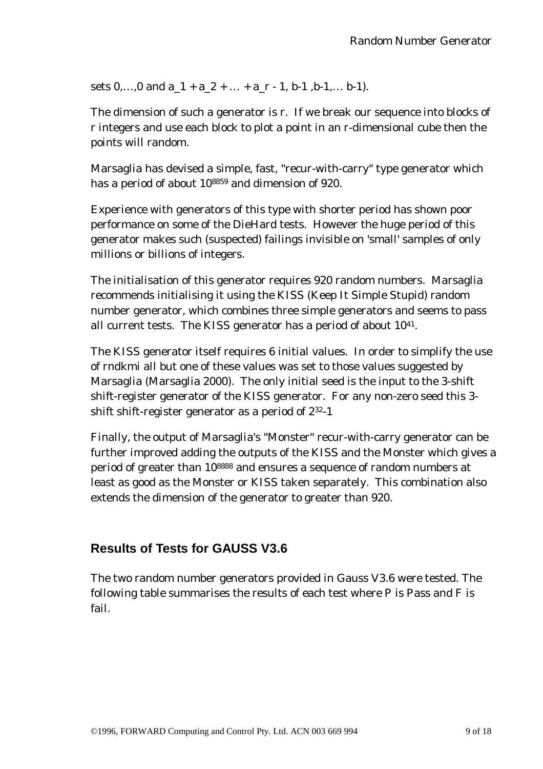sets 0,…,0 and a_1 + a_2 + … + a_r - 1, b-1 ,b-1,… b-1).

The dimension of such a generator is r. If we break our sequence into blocks of r integers and use each block to plot a point in an r-dimensional cube then the points will random.

Marsaglia has devised a simple, fast, "recur-with-carry" type generator which has a period of about $10^{8859}$ and dimension of 920.

Experience with generators of this type with shorter period has shown poor performance on some of the DieHard tests. However the huge period of this generator makes such (suspected) failings invisible on 'small' samples of only millions or billions of integers.

The initialisation of this generator requires 920 random numbers. Marsaglia recommends initialising it using the KISS (Keep It Simple Stupid) random number generator, which combines three simple generators and seems to pass all current tests. The KISS generator has a period of about $10^{41}$.

The KISS generator itself requires 6 initial values. In order to simplify the use of rndkmi all but one of these values was set to those values suggested by Marsaglia (Marsaglia 2000). The only initial seed is the input to the 3-shift shift-register generator of the KISS generator. For any non-zero seed this 3-shift shift-register generator as a period of $2^{32}$-1

Finally, the output of Marsaglia's "Monster" recur-with-carry generator can be further improved adding the outputs of the KISS and the Monster which gives a period of greater than $10^{8888}$ and ensures a sequence of random numbers at least as good as the Monster or KISS taken separately. This combination also extends the dimension of the generator to greater than 920.

## Results of Tests for GAUSS V3.6

The two random number generators provided in Gauss V3.6 were tested. The following table summarises the results of each test where P is Pass and F is fail.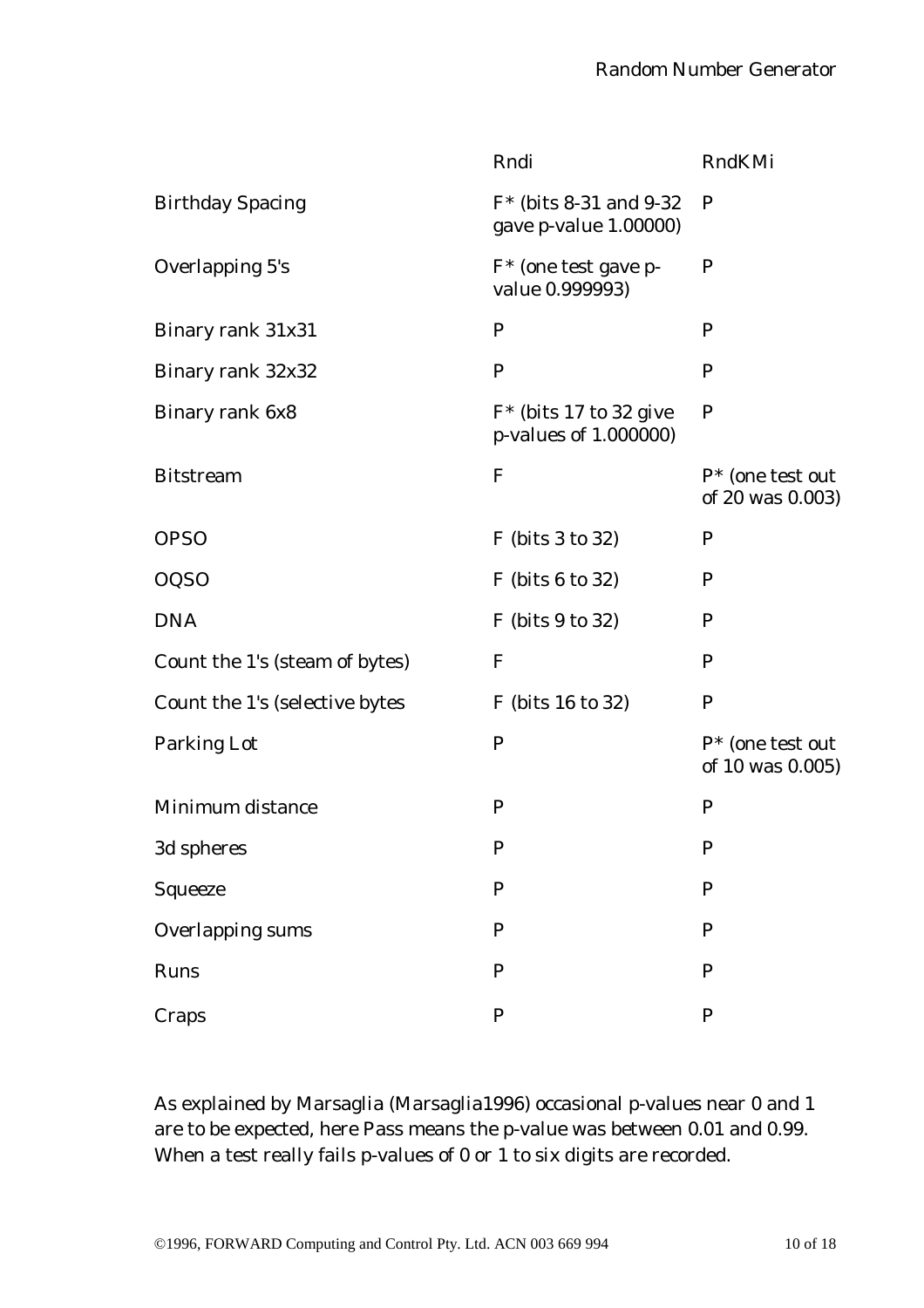| | Rndi | RndKMi |
| --- | --- | --- |
| Birthday Spacing | F* (bits 8-31 and 9-32 gave p-value 1.00000) | P |
| Overlapping 5's | F* (one test gave p-value 0.999993) | P |
| Binary rank 31x31 | P | P |
| Binary rank 32x32 | P | P |
| Binary rank 6x8 | F* (bits 17 to 32 give p-values of 1.000000) | P |
| Bitstream | F | P* (one test out of 20 was 0.003) |
| OPSO | F (bits 3 to 32) | P |
| OQSO | F (bits 6 to 32) | P |
| DNA | F (bits 9 to 32) | P |
| Count the 1's (steam of bytes) | F | P |
| Count the 1's (selective bytes | F (bits 16 to 32) | P |
| Parking Lot | P | P* (one test out of 10 was 0.005) |
| Minimum distance | P | P |
| 3d spheres | P | P |
| Squeeze | P | P |
| Overlapping sums | P | P |
| Runs | P | P |
| Craps | P | P |

As explained by Marsaglia (Marsaglia1996) occasional p-values near 0 and 1 are to be expected, here Pass means the p-value was between 0.01 and 0.99. When a test really fails p-values of 0 or 1 to six digits are recorded.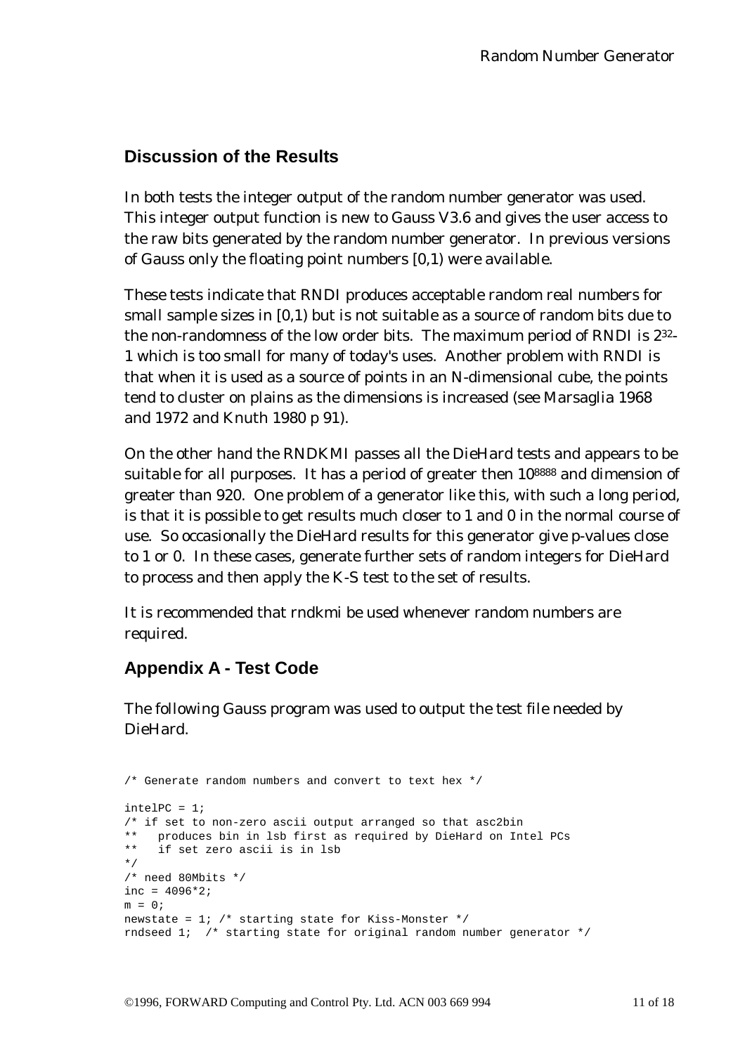## Discussion of the Results

In both tests the integer output of the random number generator was used. This integer output function is new to Gauss V3.6 and gives the user access to the raw bits generated by the random number generator. In previous versions of Gauss only the floating point numbers [0,1) were available.

These tests indicate that RNDI produces acceptable random real numbers for small sample sizes in [0,1) but is not suitable as a source of random bits due to the non-randomness of the low order bits. The maximum period of RNDI is $2^{32}-1$ which is too small for many of today's uses. Another problem with RNDI is that when it is used as a source of points in an N-dimensional cube, the points tend to cluster on plains as the dimensions is increased (see Marsaglia 1968 and 1972 and Knuth 1980 p 91).

On the other hand the RNDKMI passes all the DieHard tests and appears to be suitable for all purposes. It has a period of greater then $10^{8888}$ and dimension of greater than 920. One problem of a generator like this, with such a long period, is that it is possible to get results much closer to 1 and 0 in the normal course of use. So occasionally the DieHard results for this generator give p-values close to 1 or 0. In these cases, generate further sets of random integers for DieHard to process and then apply the K-S test to the set of results.

It is recommended that rndkmi be used whenever random numbers are required.

## Appendix A - Test Code

The following Gauss program was used to output the test file needed by DieHard.

```
/* Generate random numbers and convert to text hex */

intelPC = 1;
/* if set to non-zero ascii output arranged so that asc2bin
**   produces bin in lsb first as required by DieHard on Intel PCs
**   if set zero ascii is in lsb
*/
/* need 80Mbits */
inc = 4096*2;
m = 0;
newstate = 1; /* starting state for Kiss-Monster */
rndseed 1;  /* starting state for original random number generator */
```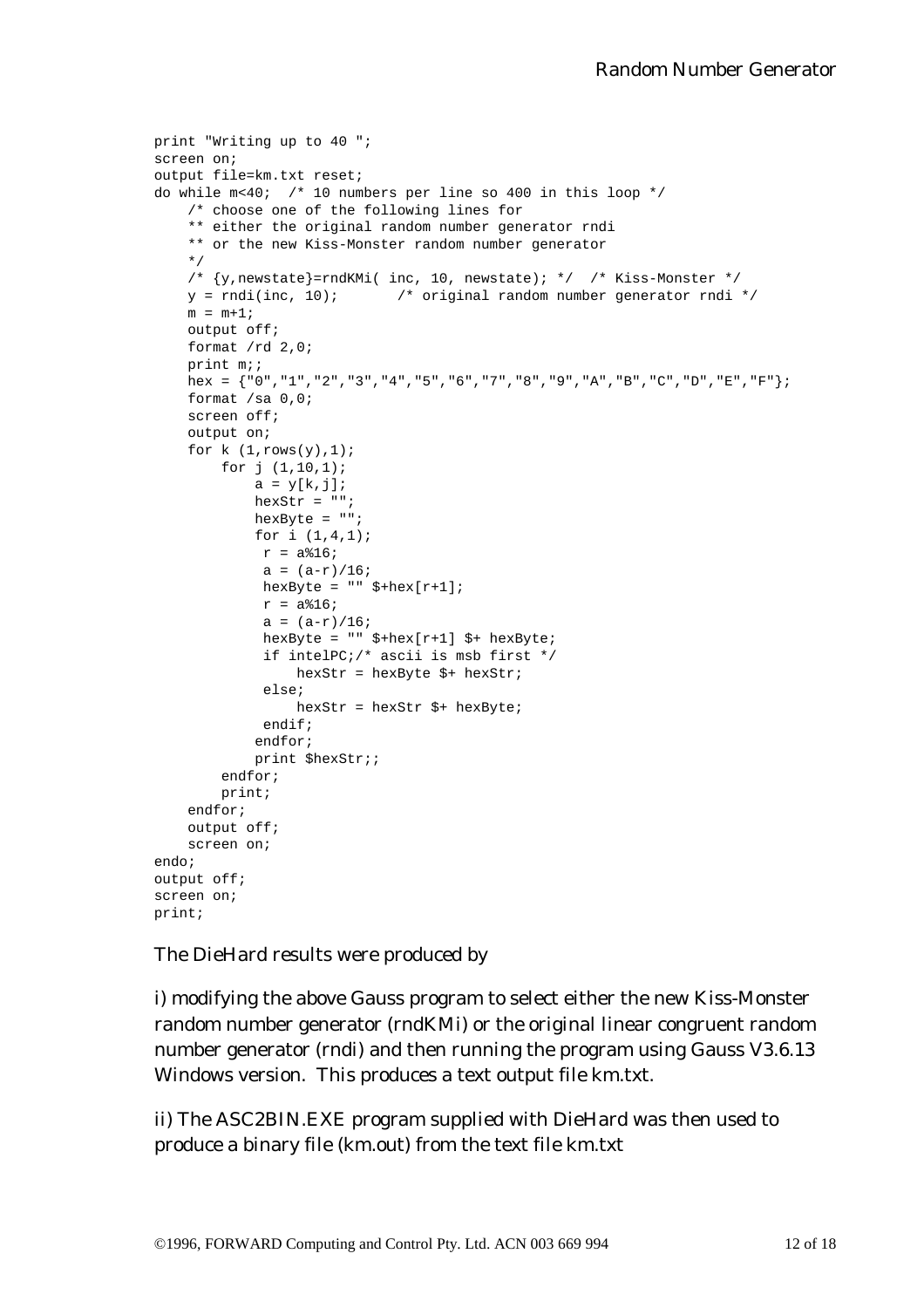```
print "Writing up to 40 ";
screen on;
output file=km.txt reset;
do while m<40;  /* 10 numbers per line so 400 in this loop */
    /* choose one of the following lines for
    ** either the original random number generator rndi
    ** or the new Kiss-Monster random number generator
    */
    /* {y,newstate}=rndKMi( inc, 10, newstate); */  /* Kiss-Monster */
    y = rndi(inc, 10);       /* original random number generator rndi */
    m = m+1;
    output off;
    format /rd 2,0;
    print m;;
    hex = {"0","1","2","3","4","5","6","7","8","9","A","B","C","D","E","F"};
    format /sa 0,0;
    screen off;
    output on;
    for k (1,rows(y),1);
        for j (1,10,1);
            a = y[k,j];
            hexStr = "";
            hexByte = "";
            for i (1,4,1);
             r = a%16;
             a = (a-r)/16;
             hexByte = "" $+hex[r+1];
             r = a%16;
             a = (a-r)/16;
             hexByte = "" $+hex[r+1] $+ hexByte;
             if intelPC;/* ascii is msb first */
                 hexStr = hexByte $+ hexStr;
             else;
                 hexStr = hexStr $+ hexByte;
             endif;
            endfor;
            print $hexStr;;
        endfor;
        print;
    endfor;
    output off;
    screen on;
endo;
output off;
screen on;
print;
```

The DieHard results were produced by

i) modifying the above Gauss program to select either the new Kiss-Monster random number generator (rndKMi) or the original linear congruent random number generator (rndi) and then running the program using Gauss V3.6.13 Windows version. This produces a text output file km.txt.

ii) The ASC2BIN.EXE program supplied with DieHard was then used to produce a binary file (km.out) from the text file km.txt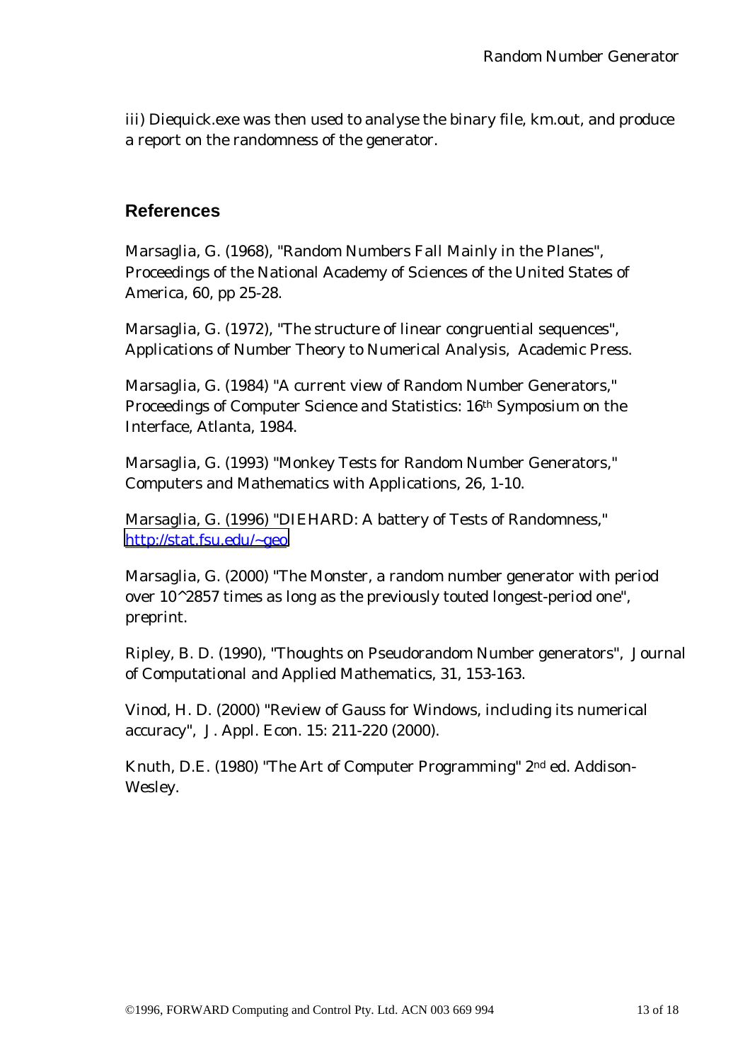iii) Diequick.exe was then used to analyse the binary file, km.out, and produce a report on the randomness of the generator.

## References

Marsaglia, G. (1968), "Random Numbers Fall Mainly in the Planes", Proceedings of the National Academy of Sciences of the United States of America, 60, pp 25-28.

Marsaglia, G. (1972), "The structure of linear congruential sequences", Applications of Number Theory to Numerical Analysis, Academic Press.

Marsaglia, G. (1984) "A current view of Random Number Generators," Proceedings of Computer Science and Statistics: 16th Symposium on the Interface, Atlanta, 1984.

Marsaglia, G. (1993) "Monkey Tests for Random Number Generators," Computers and Mathematics with Applications, 26, 1-10.

Marsaglia, G. (1996) "DIEHARD: A battery of Tests of Randomness," http://stat.fsu.edu/~geo

Marsaglia, G. (2000) "The Monster, a random number generator with period over 10^2857 times as long as the previously touted longest-period one", preprint.

Ripley, B. D. (1990), "Thoughts on Pseudorandom Number generators", Journal of Computational and Applied Mathematics, 31, 153-163.

Vinod, H. D. (2000) "Review of Gauss for Windows, including its numerical accuracy", J. Appl. Econ. 15: 211-220 (2000).

Knuth, D.E. (1980) "The Art of Computer Programming" 2nd ed. Addison-Wesley.